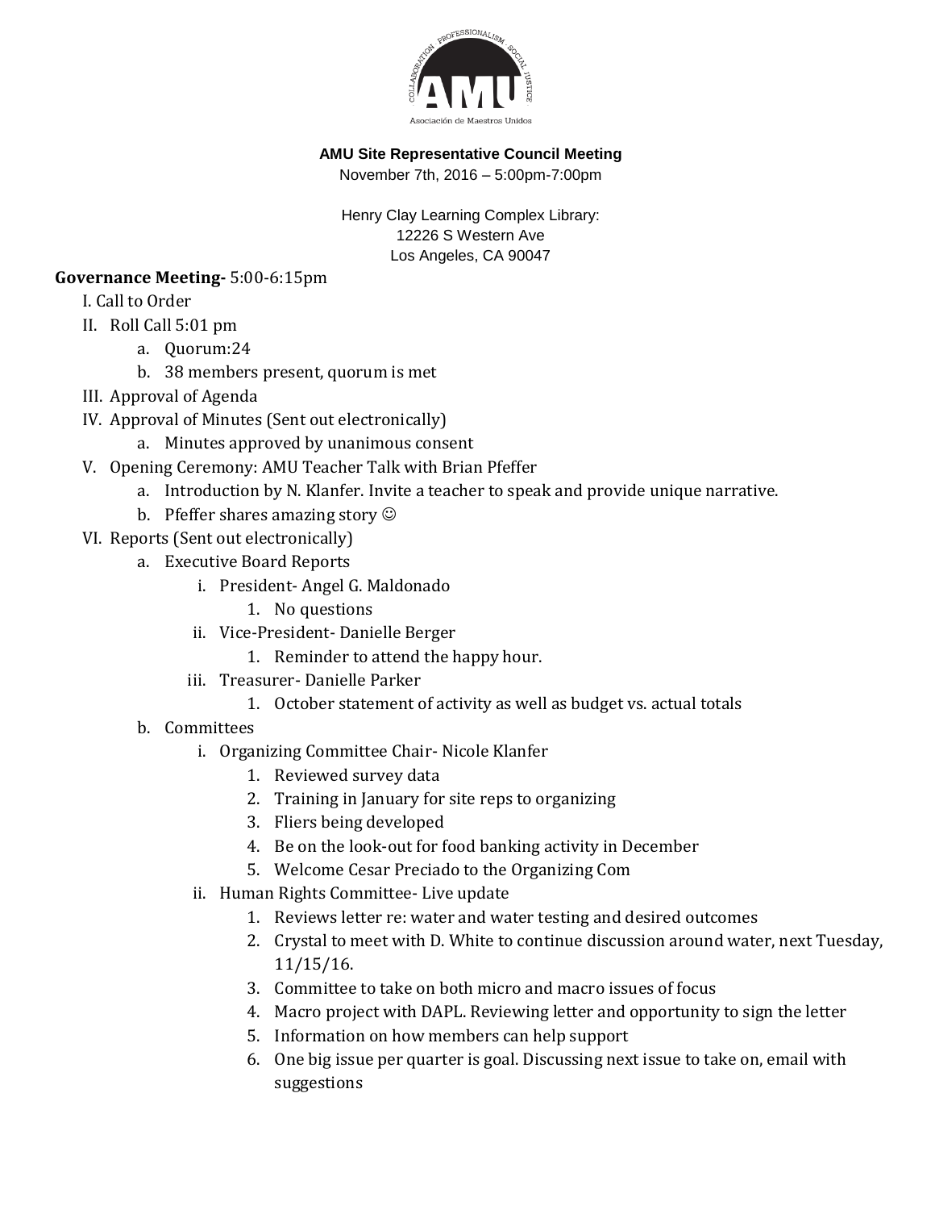**AMU Site Representative Council Meeting**

November 7th, 2016 – 5:00pm-7:00pm

Henry Clay Learning Complex Library:
12226 S Western Ave
Los Angeles, CA 90047

**Governance Meeting-** 5:00-6:15pm

I. Call to Order

II. Roll Call 5:01 pm
   - a. Quorum:24
   - b. 38 members present, quorum is met

III. Approval of Agenda

IV. Approval of Minutes (Sent out electronically)
   - a. Minutes approved by unanimous consent

V. Opening Ceremony: AMU Teacher Talk with Brian Pfeffer
   - a. Introduction by N. Klanfer. Invite a teacher to speak and provide unique narrative.
   - b. Pfeffer shares amazing story ☺

VI. Reports (Sent out electronically)
   - a. Executive Board Reports
     - i. President- Angel G. Maldonado
       1. No questions
     - ii. Vice-President- Danielle Berger
       1. Reminder to attend the happy hour.
     - iii. Treasurer- Danielle Parker
       1. October statement of activity as well as budget vs. actual totals
   - b. Committees
     - i. Organizing Committee Chair- Nicole Klanfer
       1. Reviewed survey data
       2. Training in January for site reps to organizing
       3. Fliers being developed
       4. Be on the look-out for food banking activity in December
       5. Welcome Cesar Preciado to the Organizing Com
     - ii. Human Rights Committee- Live update
       1. Reviews letter re: water and water testing and desired outcomes
       2. Crystal to meet with D. White to continue discussion around water, next Tuesday, 11/15/16.
       3. Committee to take on both micro and macro issues of focus
       4. Macro project with DAPL. Reviewing letter and opportunity to sign the letter
       5. Information on how members can help support
       6. One big issue per quarter is goal. Discussing next issue to take on, email with suggestions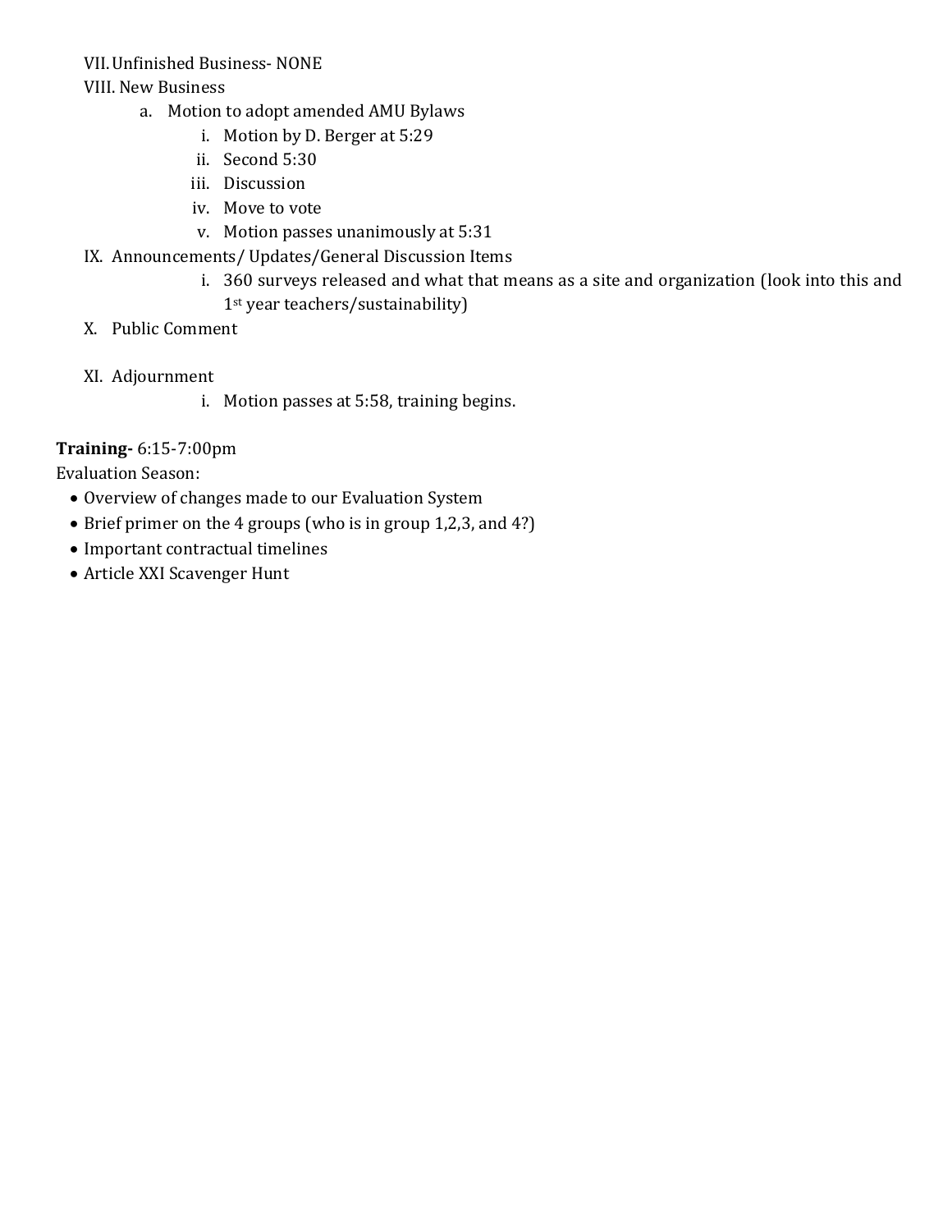VII. Unfinished Business- NONE

VIII. New Business

- a. Motion to adopt amended AMU Bylaws
  - i. Motion by D. Berger at 5:29
  - ii. Second 5:30
  - iii. Discussion
  - iv. Move to vote
  - v. Motion passes unanimously at 5:31

IX. Announcements/ Updates/General Discussion Items

- i. 360 surveys released and what that means as a site and organization (look into this and 1st year teachers/sustainability)

X. Public Comment

XI. Adjournment

- i. Motion passes at 5:58, training begins.

**Training-** 6:15-7:00pm

Evaluation Season:

- Overview of changes made to our Evaluation System
- Brief primer on the 4 groups (who is in group 1,2,3, and 4?)
- Important contractual timelines
- Article XXI Scavenger Hunt